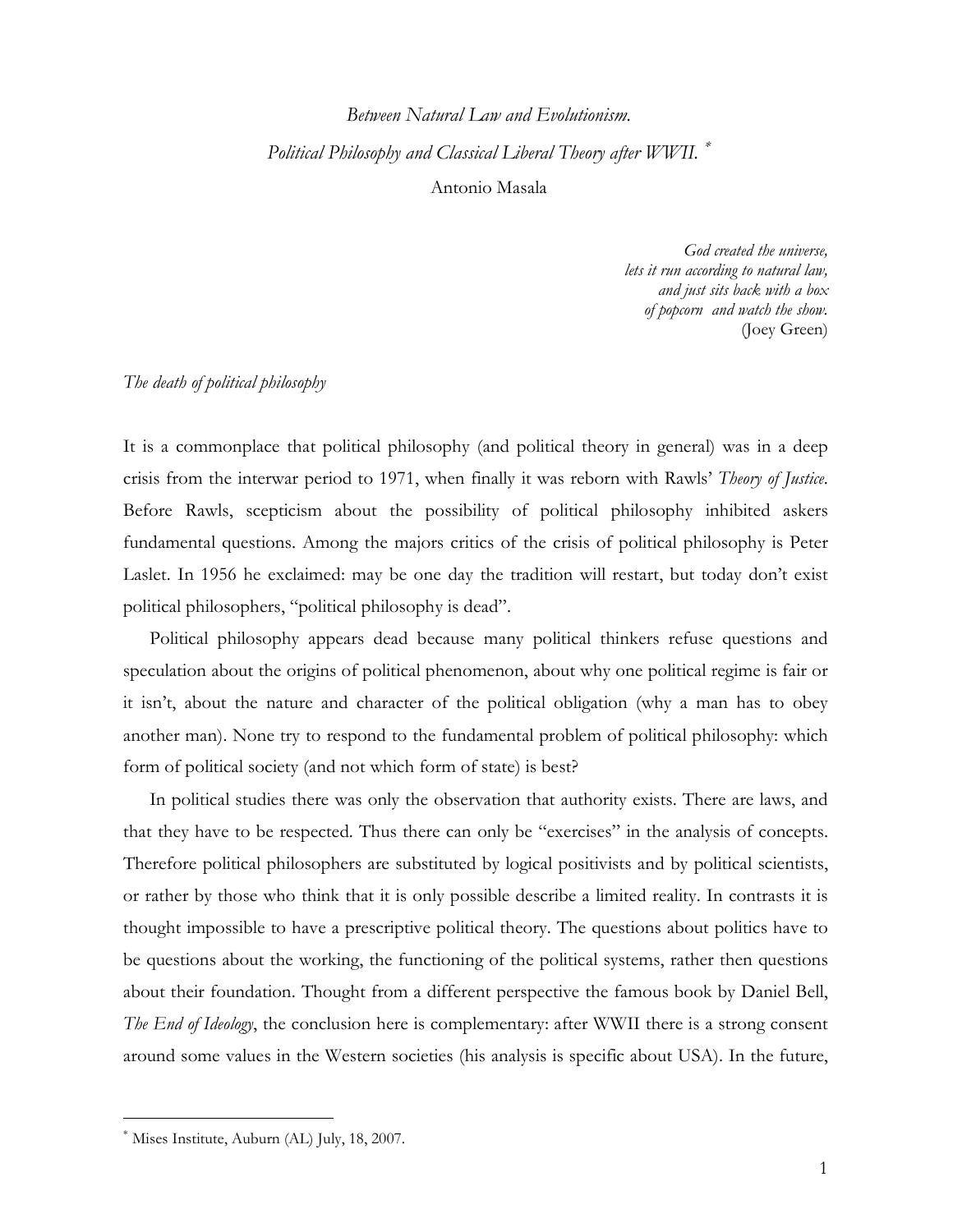*Between Natural Law and Evolutionism.*

*Political Philosophy and Classical Liberal Theory after WWII.* [*]

Antonio Masala

> *God created the universe,*
> *lets it run according to natural law,*
> *and just sits back with a box*
> *of popcorn and watch the show.*
> (Joey Green)

*The death of political philosophy*

It is a commonplace that political philosophy (and political theory in general) was in a deep crisis from the interwar period to 1971, when finally it was reborn with Rawls' *Theory of Justice*. Before Rawls, scepticism about the possibility of political philosophy inhibited askers fundamental questions. Among the majors critics of the crisis of political philosophy is Peter Laslet. In 1956 he exclaimed: may be one day the tradition will restart, but today don't exist political philosophers, "political philosophy is dead".

Political philosophy appears dead because many political thinkers refuse questions and speculation about the origins of political phenomenon, about why one political regime is fair or it isn't, about the nature and character of the political obligation (why a man has to obey another man). None try to respond to the fundamental problem of political philosophy: which form of political society (and not which form of state) is best?

In political studies there was only the observation that authority exists. There are laws, and that they have to be respected. Thus there can only be "exercises" in the analysis of concepts. Therefore political philosophers are substituted by logical positivists and by political scientists, or rather by those who think that it is only possible describe a limited reality. In contrasts it is thought impossible to have a prescriptive political theory. The questions about politics have to be questions about the working, the functioning of the political systems, rather then questions about their foundation. Thought from a different perspective the famous book by Daniel Bell, *The End of Ideology*, the conclusion here is complementary: after WWII there is a strong consent around some values in the Western societies (his analysis is specific about USA). In the future,

[*] Mises Institute, Auburn (AL) July, 18, 2007.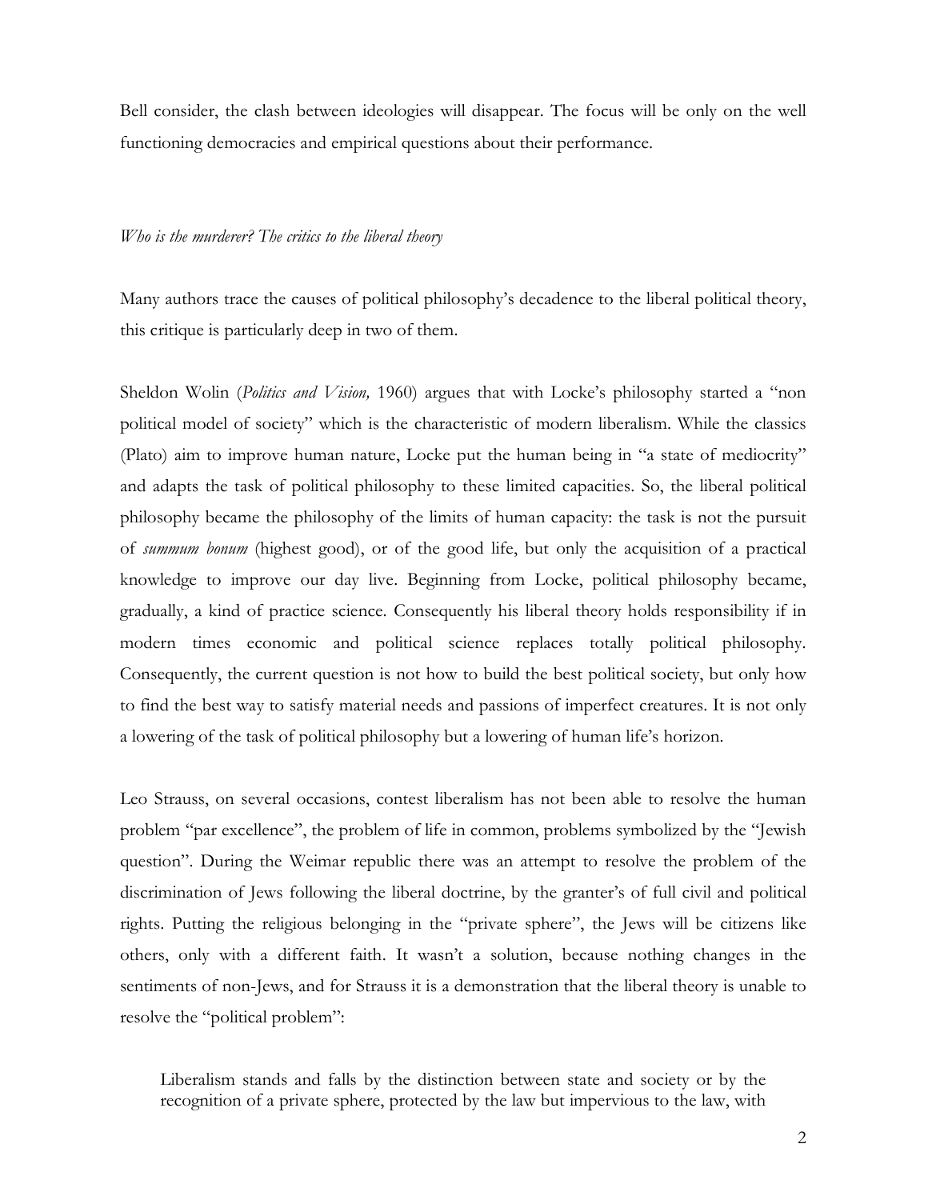Bell consider, the clash between ideologies will disappear. The focus will be only on the well functioning democracies and empirical questions about their performance.

*Who is the murderer? The critics to the liberal theory*

Many authors trace the causes of political philosophy's decadence to the liberal political theory, this critique is particularly deep in two of them.

Sheldon Wolin (*Politics and Vision,* 1960) argues that with Locke's philosophy started a "non political model of society" which is the characteristic of modern liberalism. While the classics (Plato) aim to improve human nature, Locke put the human being in "a state of mediocrity" and adapts the task of political philosophy to these limited capacities. So, the liberal political philosophy became the philosophy of the limits of human capacity: the task is not the pursuit of *summum bonum* (highest good), or of the good life, but only the acquisition of a practical knowledge to improve our day live. Beginning from Locke, political philosophy became, gradually, a kind of practice science. Consequently his liberal theory holds responsibility if in modern times economic and political science replaces totally political philosophy. Consequently, the current question is not how to build the best political society, but only how to find the best way to satisfy material needs and passions of imperfect creatures. It is not only a lowering of the task of political philosophy but a lowering of human life's horizon.

Leo Strauss, on several occasions, contest liberalism has not been able to resolve the human problem "par excellence", the problem of life in common, problems symbolized by the "Jewish question". During the Weimar republic there was an attempt to resolve the problem of the discrimination of Jews following the liberal doctrine, by the granter's of full civil and political rights. Putting the religious belonging in the "private sphere", the Jews will be citizens like others, only with a different faith. It wasn't a solution, because nothing changes in the sentiments of non-Jews, and for Strauss it is a demonstration that the liberal theory is unable to resolve the "political problem":

> Liberalism stands and falls by the distinction between state and society or by the recognition of a private sphere, protected by the law but impervious to the law, with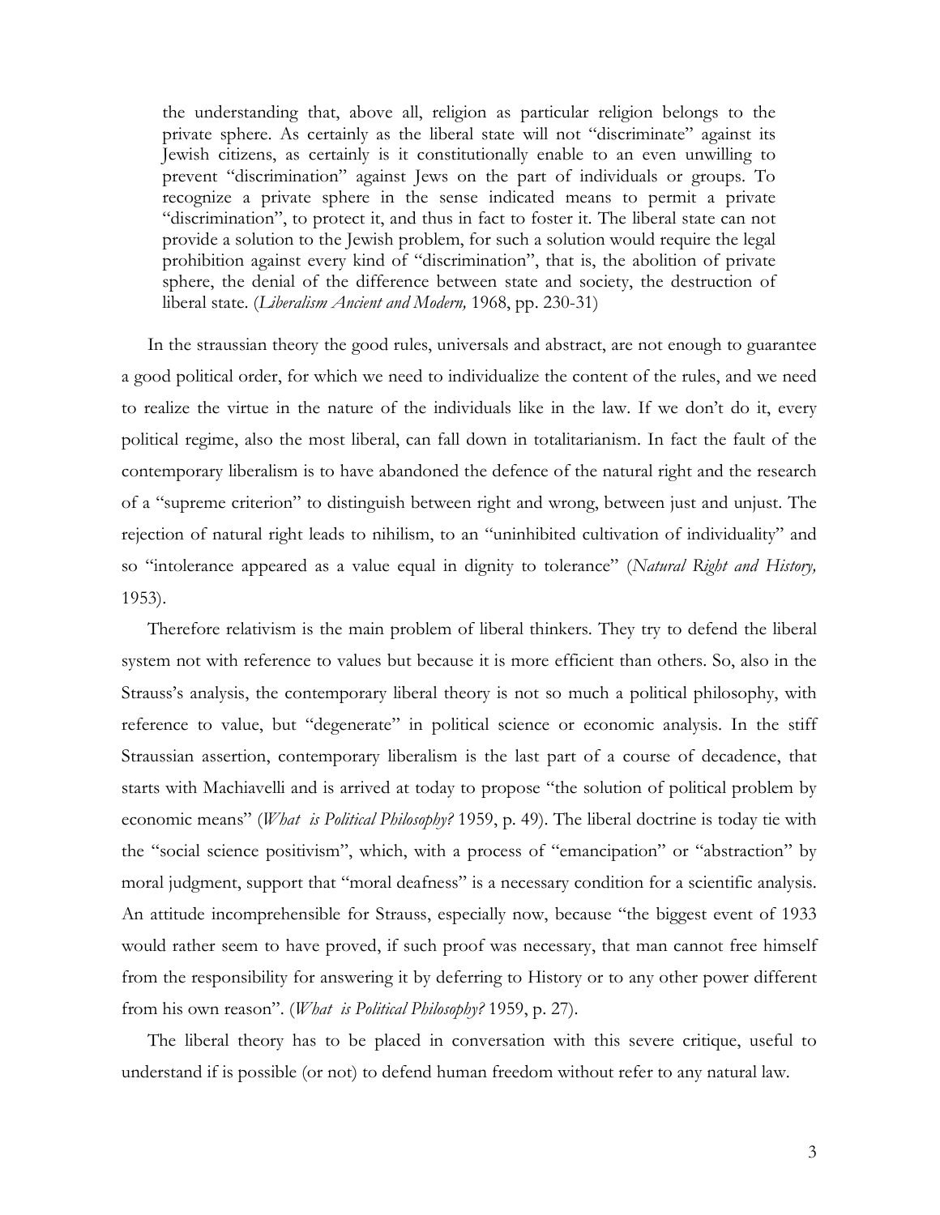> the understanding that, above all, religion as particular religion belongs to the private sphere. As certainly as the liberal state will not "discriminate" against its Jewish citizens, as certainly is it constitutionally enable to an even unwilling to prevent "discrimination" against Jews on the part of individuals or groups. To recognize a private sphere in the sense indicated means to permit a private "discrimination", to protect it, and thus in fact to foster it. The liberal state can not provide a solution to the Jewish problem, for such a solution would require the legal prohibition against every kind of "discrimination", that is, the abolition of private sphere, the denial of the difference between state and society, the destruction of liberal state. (*Liberalism Ancient and Modern,* 1968, pp. 230-31)

In the straussian theory the good rules, universals and abstract, are not enough to guarantee a good political order, for which we need to individualize the content of the rules, and we need to realize the virtue in the nature of the individuals like in the law. If we don't do it, every political regime, also the most liberal, can fall down in totalitarianism. In fact the fault of the contemporary liberalism is to have abandoned the defence of the natural right and the research of a "supreme criterion" to distinguish between right and wrong, between just and unjust. The rejection of natural right leads to nihilism, to an "uninhibited cultivation of individuality" and so "intolerance appeared as a value equal in dignity to tolerance" (*Natural Right and History,* 1953).

Therefore relativism is the main problem of liberal thinkers. They try to defend the liberal system not with reference to values but because it is more efficient than others. So, also in the Strauss's analysis, the contemporary liberal theory is not so much a political philosophy, with reference to value, but "degenerate" in political science or economic analysis. In the stiff Straussian assertion, contemporary liberalism is the last part of a course of decadence, that starts with Machiavelli and is arrived at today to propose "the solution of political problem by economic means" (*What is Political Philosophy?* 1959, p. 49). The liberal doctrine is today tie with the "social science positivism", which, with a process of "emancipation" or "abstraction" by moral judgment, support that "moral deafness" is a necessary condition for a scientific analysis. An attitude incomprehensible for Strauss, especially now, because "the biggest event of 1933 would rather seem to have proved, if such proof was necessary, that man cannot free himself from the responsibility for answering it by deferring to History or to any other power different from his own reason". (*What is Political Philosophy?* 1959, p. 27).

The liberal theory has to be placed in conversation with this severe critique, useful to understand if is possible (or not) to defend human freedom without refer to any natural law.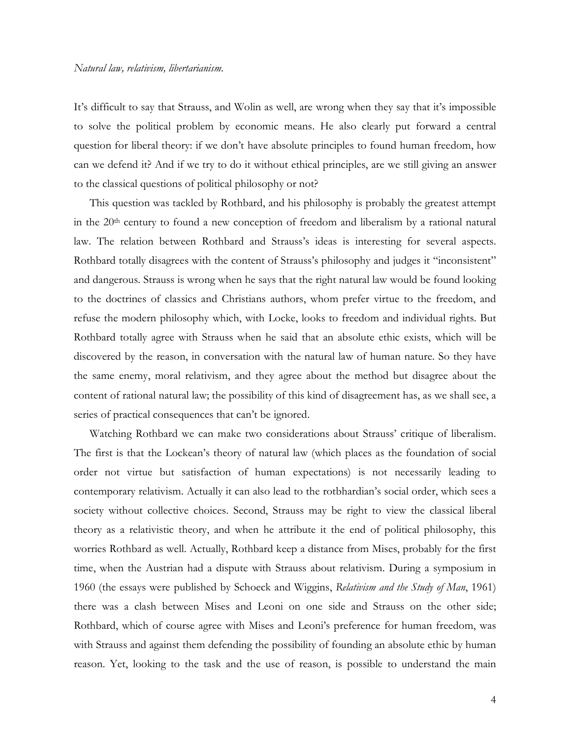*Natural law, relativism, libertarianism.*

It's difficult to say that Strauss, and Wolin as well, are wrong when they say that it's impossible to solve the political problem by economic means. He also clearly put forward a central question for liberal theory: if we don't have absolute principles to found human freedom, how can we defend it? And if we try to do it without ethical principles, are we still giving an answer to the classical questions of political philosophy or not?

This question was tackled by Rothbard, and his philosophy is probably the greatest attempt in the 20th century to found a new conception of freedom and liberalism by a rational natural law. The relation between Rothbard and Strauss's ideas is interesting for several aspects. Rothbard totally disagrees with the content of Strauss's philosophy and judges it "inconsistent" and dangerous. Strauss is wrong when he says that the right natural law would be found looking to the doctrines of classics and Christians authors, whom prefer virtue to the freedom, and refuse the modern philosophy which, with Locke, looks to freedom and individual rights. But Rothbard totally agree with Strauss when he said that an absolute ethic exists, which will be discovered by the reason, in conversation with the natural law of human nature. So they have the same enemy, moral relativism, and they agree about the method but disagree about the content of rational natural law; the possibility of this kind of disagreement has, as we shall see, a series of practical consequences that can't be ignored.

Watching Rothbard we can make two considerations about Strauss' critique of liberalism. The first is that the Lockean's theory of natural law (which places as the foundation of social order not virtue but satisfaction of human expectations) is not necessarily leading to contemporary relativism. Actually it can also lead to the rotbhardian's social order, which sees a society without collective choices. Second, Strauss may be right to view the classical liberal theory as a relativistic theory, and when he attribute it the end of political philosophy, this worries Rothbard as well. Actually, Rothbard keep a distance from Mises, probably for the first time, when the Austrian had a dispute with Strauss about relativism. During a symposium in 1960 (the essays were published by Schoeck and Wiggins, *Relativism and the Study of Man*, 1961) there was a clash between Mises and Leoni on one side and Strauss on the other side; Rothbard, which of course agree with Mises and Leoni's preference for human freedom, was with Strauss and against them defending the possibility of founding an absolute ethic by human reason. Yet, looking to the task and the use of reason, is possible to understand the main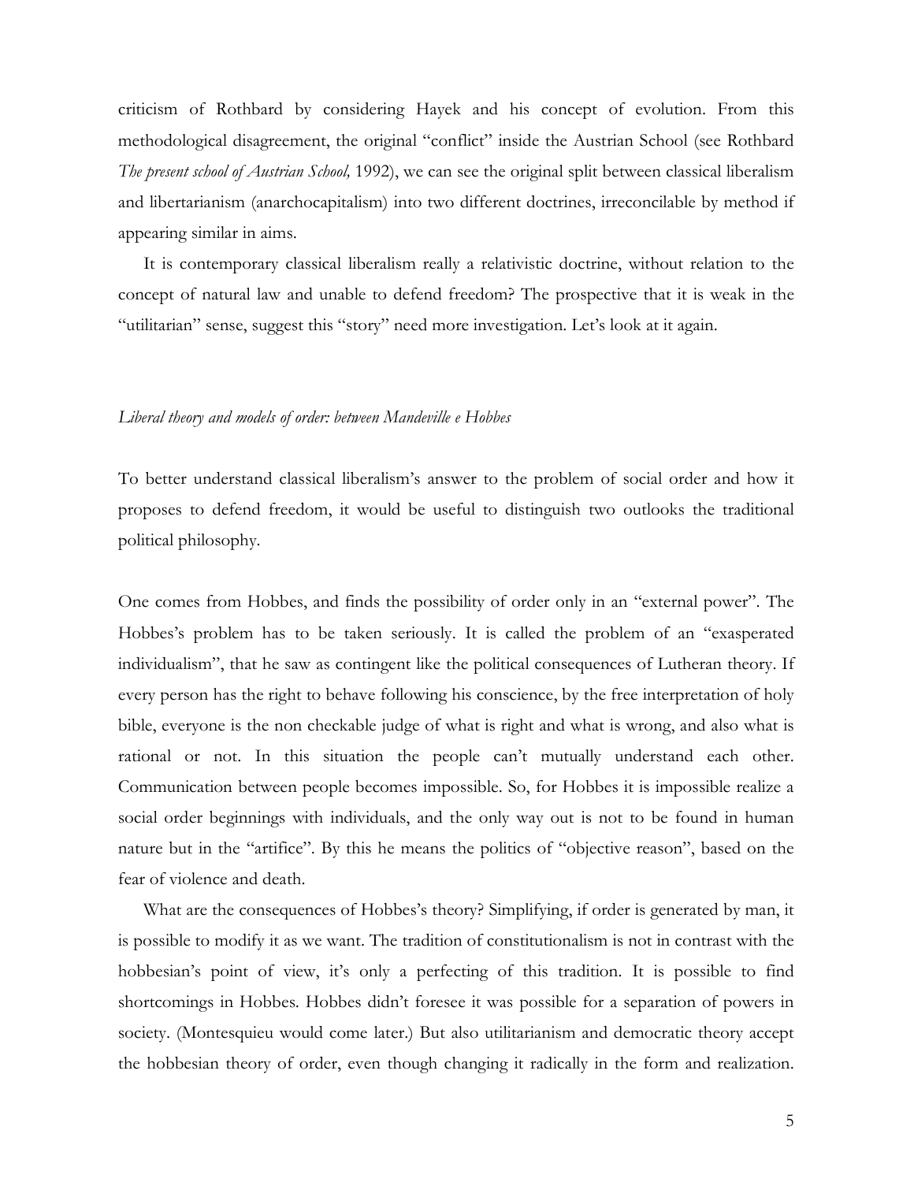criticism of Rothbard by considering Hayek and his concept of evolution. From this methodological disagreement, the original "conflict" inside the Austrian School (see Rothbard *The present school of Austrian School,* 1992), we can see the original split between classical liberalism and libertarianism (anarchocapitalism) into two different doctrines, irreconcilable by method if appearing similar in aims.

It is contemporary classical liberalism really a relativistic doctrine, without relation to the concept of natural law and unable to defend freedom? The prospective that it is weak in the "utilitarian" sense, suggest this "story" need more investigation. Let's look at it again.

*Liberal theory and models of order: between Mandeville e Hobbes*

To better understand classical liberalism's answer to the problem of social order and how it proposes to defend freedom, it would be useful to distinguish two outlooks the traditional political philosophy.

One comes from Hobbes, and finds the possibility of order only in an "external power". The Hobbes's problem has to be taken seriously. It is called the problem of an "exasperated individualism", that he saw as contingent like the political consequences of Lutheran theory. If every person has the right to behave following his conscience, by the free interpretation of holy bible, everyone is the non checkable judge of what is right and what is wrong, and also what is rational or not. In this situation the people can't mutually understand each other. Communication between people becomes impossible. So, for Hobbes it is impossible realize a social order beginnings with individuals, and the only way out is not to be found in human nature but in the "artifice". By this he means the politics of "objective reason", based on the fear of violence and death.

What are the consequences of Hobbes's theory? Simplifying, if order is generated by man, it is possible to modify it as we want. The tradition of constitutionalism is not in contrast with the hobbesian's point of view, it's only a perfecting of this tradition. It is possible to find shortcomings in Hobbes. Hobbes didn't foresee it was possible for a separation of powers in society. (Montesquieu would come later.) But also utilitarianism and democratic theory accept the hobbesian theory of order, even though changing it radically in the form and realization.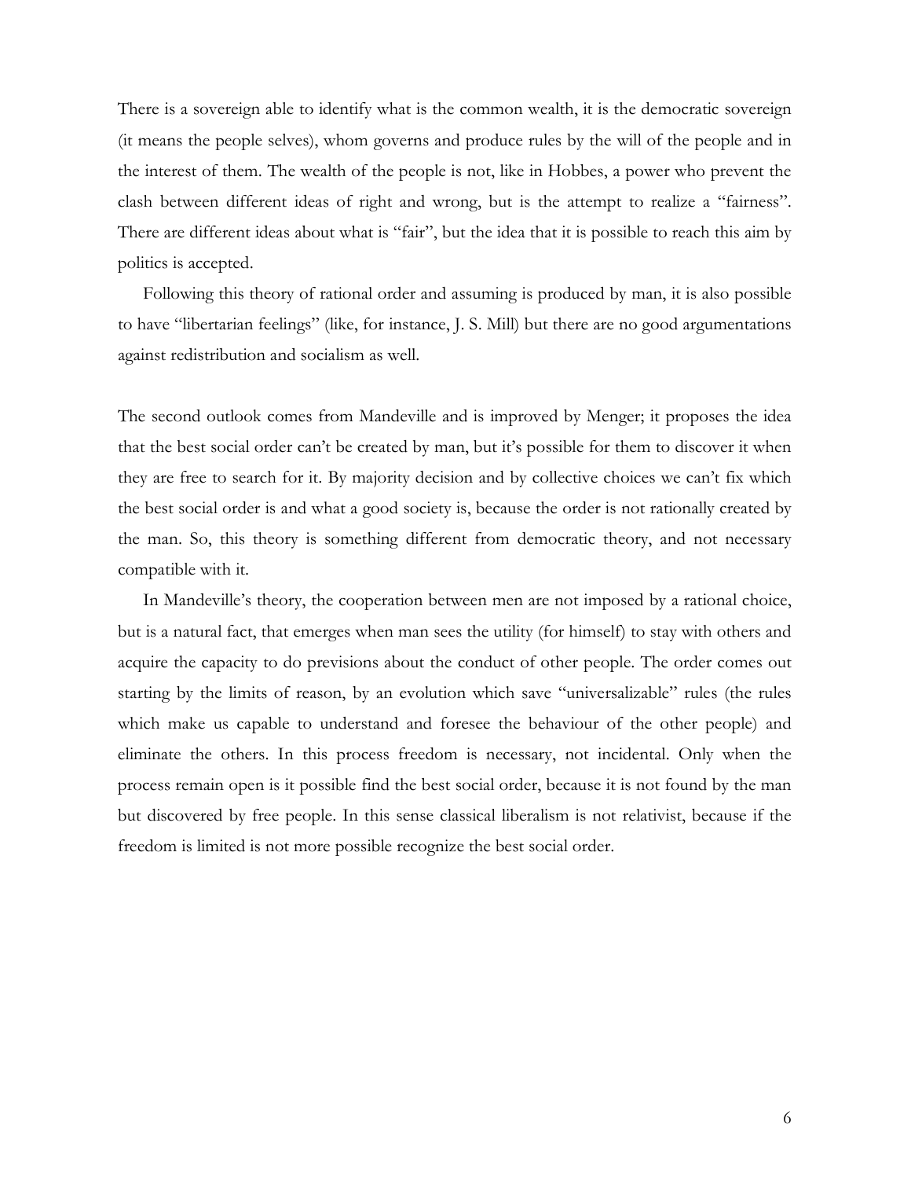There is a sovereign able to identify what is the common wealth, it is the democratic sovereign (it means the people selves), whom governs and produce rules by the will of the people and in the interest of them. The wealth of the people is not, like in Hobbes, a power who prevent the clash between different ideas of right and wrong, but is the attempt to realize a "fairness". There are different ideas about what is "fair", but the idea that it is possible to reach this aim by politics is accepted.

Following this theory of rational order and assuming is produced by man, it is also possible to have "libertarian feelings" (like, for instance, J. S. Mill) but there are no good argumentations against redistribution and socialism as well.

The second outlook comes from Mandeville and is improved by Menger; it proposes the idea that the best social order can't be created by man, but it's possible for them to discover it when they are free to search for it. By majority decision and by collective choices we can't fix which the best social order is and what a good society is, because the order is not rationally created by the man. So, this theory is something different from democratic theory, and not necessary compatible with it.

In Mandeville's theory, the cooperation between men are not imposed by a rational choice, but is a natural fact, that emerges when man sees the utility (for himself) to stay with others and acquire the capacity to do previsions about the conduct of other people. The order comes out starting by the limits of reason, by an evolution which save "universalizable" rules (the rules which make us capable to understand and foresee the behaviour of the other people) and eliminate the others. In this process freedom is necessary, not incidental. Only when the process remain open is it possible find the best social order, because it is not found by the man but discovered by free people. In this sense classical liberalism is not relativist, because if the freedom is limited is not more possible recognize the best social order.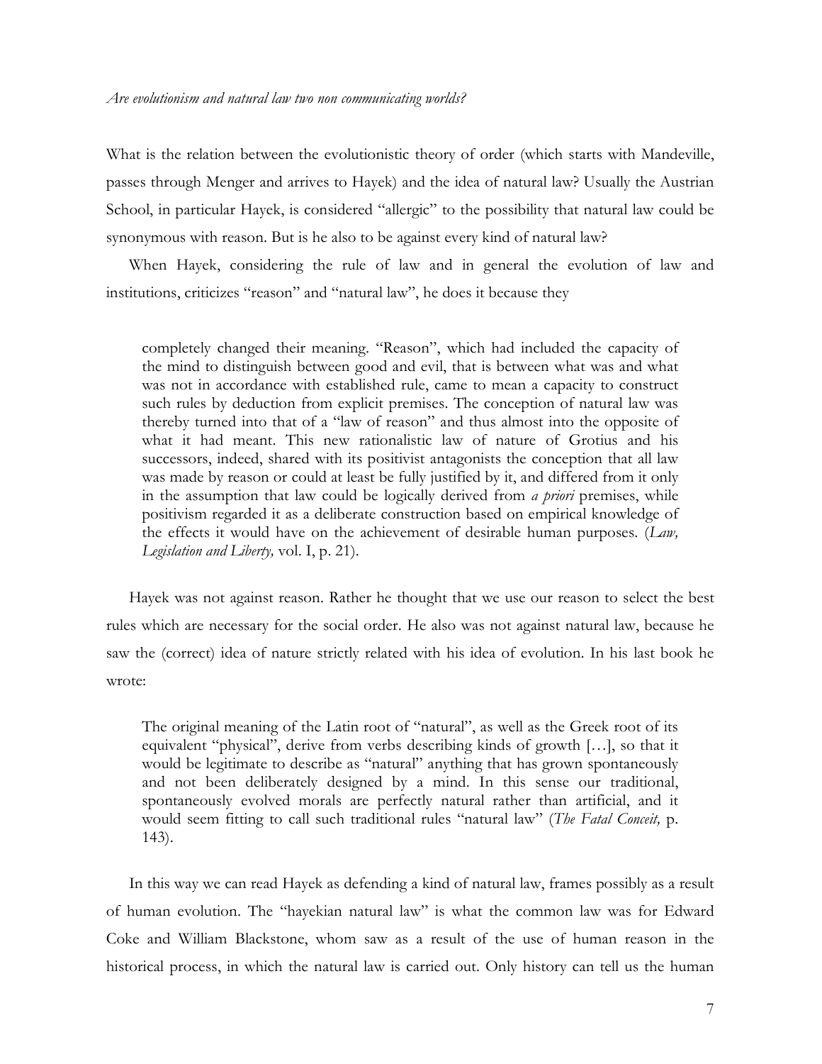*Are evolutionism and natural law two non communicating worlds?*

What is the relation between the evolutionistic theory of order (which starts with Mandeville, passes through Menger and arrives to Hayek) and the idea of natural law? Usually the Austrian School, in particular Hayek, is considered "allergic" to the possibility that natural law could be synonymous with reason. But is he also to be against every kind of natural law?

When Hayek, considering the rule of law and in general the evolution of law and institutions, criticizes "reason" and "natural law", he does it because they

> completely changed their meaning. "Reason", which had included the capacity of the mind to distinguish between good and evil, that is between what was and what was not in accordance with established rule, came to mean a capacity to construct such rules by deduction from explicit premises. The conception of natural law was thereby turned into that of a "law of reason" and thus almost into the opposite of what it had meant. This new rationalistic law of nature of Grotius and his successors, indeed, shared with its positivist antagonists the conception that all law was made by reason or could at least be fully justified by it, and differed from it only in the assumption that law could be logically derived from *a priori* premises, while positivism regarded it as a deliberate construction based on empirical knowledge of the effects it would have on the achievement of desirable human purposes. (*Law, Legislation and Liberty,* vol. I, p. 21).

Hayek was not against reason. Rather he thought that we use our reason to select the best rules which are necessary for the social order. He also was not against natural law, because he saw the (correct) idea of nature strictly related with his idea of evolution. In his last book he wrote:

> The original meaning of the Latin root of "natural", as well as the Greek root of its equivalent "physical", derive from verbs describing kinds of growth […], so that it would be legitimate to describe as "natural" anything that has grown spontaneously and not been deliberately designed by a mind. In this sense our traditional, spontaneously evolved morals are perfectly natural rather than artificial, and it would seem fitting to call such traditional rules "natural law" (*The Fatal Conceit,* p. 143).

In this way we can read Hayek as defending a kind of natural law, frames possibly as a result of human evolution. The "hayekian natural law" is what the common law was for Edward Coke and William Blackstone, whom saw as a result of the use of human reason in the historical process, in which the natural law is carried out. Only history can tell us the human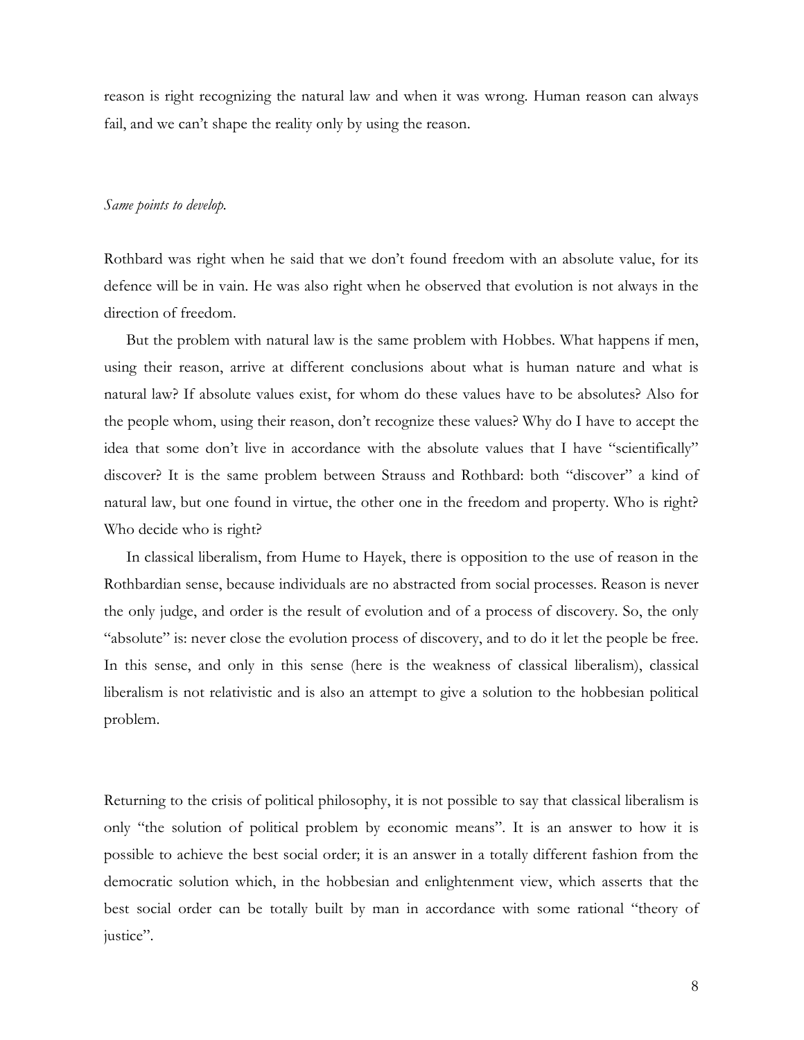reason is right recognizing the natural law and when it was wrong. Human reason can always fail, and we can't shape the reality only by using the reason.

*Same points to develop.*

Rothbard was right when he said that we don't found freedom with an absolute value, for its defence will be in vain. He was also right when he observed that evolution is not always in the direction of freedom.

But the problem with natural law is the same problem with Hobbes. What happens if men, using their reason, arrive at different conclusions about what is human nature and what is natural law? If absolute values exist, for whom do these values have to be absolutes? Also for the people whom, using their reason, don't recognize these values? Why do I have to accept the idea that some don't live in accordance with the absolute values that I have "scientifically" discover? It is the same problem between Strauss and Rothbard: both "discover" a kind of natural law, but one found in virtue, the other one in the freedom and property. Who is right? Who decide who is right?

In classical liberalism, from Hume to Hayek, there is opposition to the use of reason in the Rothbardian sense, because individuals are no abstracted from social processes. Reason is never the only judge, and order is the result of evolution and of a process of discovery. So, the only "absolute" is: never close the evolution process of discovery, and to do it let the people be free. In this sense, and only in this sense (here is the weakness of classical liberalism), classical liberalism is not relativistic and is also an attempt to give a solution to the hobbesian political problem.

Returning to the crisis of political philosophy, it is not possible to say that classical liberalism is only "the solution of political problem by economic means". It is an answer to how it is possible to achieve the best social order; it is an answer in a totally different fashion from the democratic solution which, in the hobbesian and enlightenment view, which asserts that the best social order can be totally built by man in accordance with some rational "theory of justice".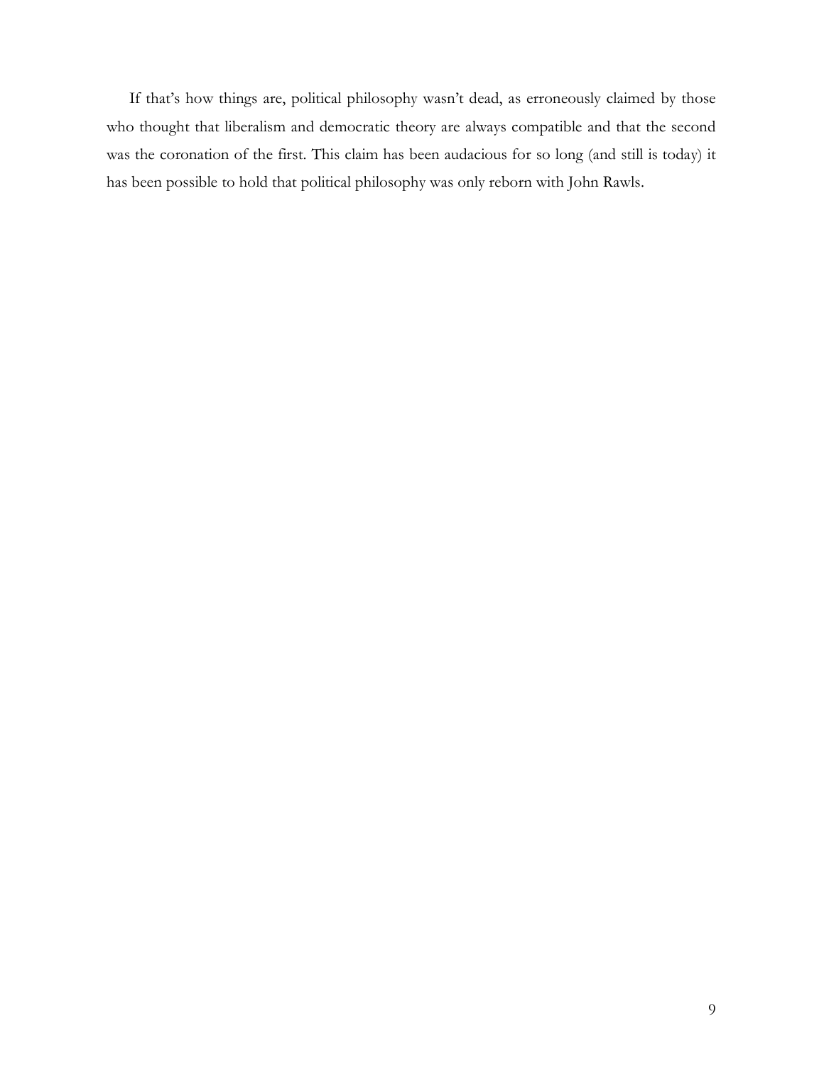If that's how things are, political philosophy wasn't dead, as erroneously claimed by those who thought that liberalism and democratic theory are always compatible and that the second was the coronation of the first. This claim has been audacious for so long (and still is today) it has been possible to hold that political philosophy was only reborn with John Rawls.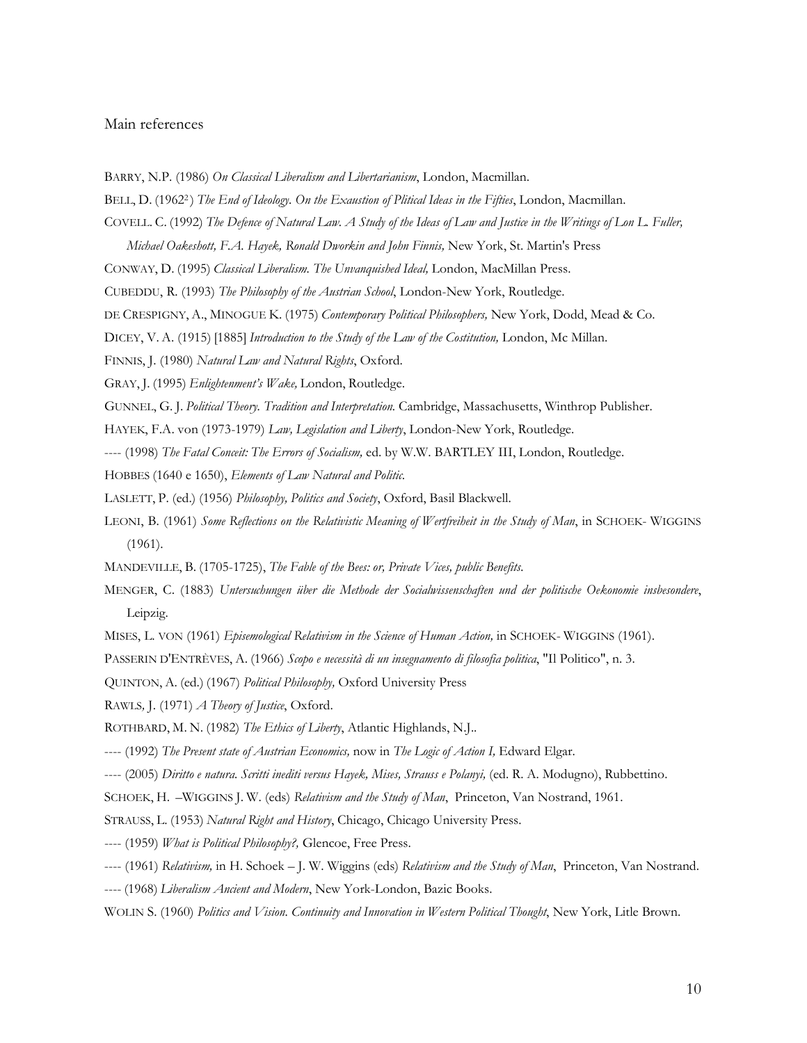Main references

BARRY, N.P. (1986) *On Classical Liberalism and Libertarianism*, London, Macmillan.

BELL, D. (1962[2]) *The End of Ideology. On the Exaustion of Plitical Ideas in the Fifties*, London, Macmillan.

COVELL. C. (1992) *The Defence of Natural Law. A Study of the Ideas of Law and Justice in the Writings of Lon L. Fuller, Michael Oakeshott, F.A. Hayek, Ronald Dworkin and John Finnis,* New York, St. Martin's Press

CONWAY, D. (1995) *Classical Liberalism. The Unvanquished Ideal,* London, MacMillan Press.

CUBEDDU, R. (1993) *The Philosophy of the Austrian School*, London-New York, Routledge.

DE CRESPIGNY, A., MINOGUE K. (1975) *Contemporary Political Philosophers,* New York, Dodd, Mead & Co.

DICEY, V. A. (1915) [1885] *Introduction to the Study of the Law of the Costitution,* London, Mc Millan.

FINNIS, J. (1980) *Natural Law and Natural Rights*, Oxford.

GRAY, J. (1995) *Enlightenment's Wake,* London, Routledge.

GUNNEL, G. J. *Political Theory. Tradition and Interpretation.* Cambridge, Massachusetts, Winthrop Publisher.

HAYEK, F.A. von (1973-1979) *Law, Legislation and Liberty*, London-New York, Routledge.

---- (1998) *The Fatal Conceit: The Errors of Socialism,* ed. by W.W. BARTLEY III, London, Routledge.

HOBBES (1640 e 1650), *Elements of Law Natural and Politic.*

LASLETT, P. (ed.) (1956) *Philosophy, Politics and Society*, Oxford, Basil Blackwell.

LEONI, B. (1961) *Some Reflections on the Relativistic Meaning of Wertfreiheit in the Study of Man*, in SCHOEK- WIGGINS (1961).

MANDEVILLE, B. (1705-1725), *The Fable of the Bees: or, Private Vices, public Benefits.*

MENGER, C. (1883) *Untersuchungen über die Methode der Socialwissenschaften und der politische Oekonomie insbesondere*, Leipzig.

MISES, L. VON (1961) *Episemological Relativism in the Science of Human Action,* in SCHOEK- WIGGINS (1961).

PASSERIN D'ENTRÈVES, A. (1966) *Scopo e necessità di un insegnamento di filosofia politica*, "Il Politico", n. 3.

QUINTON, A. (ed.) (1967) *Political Philosophy,* Oxford University Press

RAWLS, J. (1971) *A Theory of Justice*, Oxford.

ROTHBARD, M. N. (1982) *The Ethics of Liberty*, Atlantic Highlands, N.J..

---- (1992) *The Present state of Austrian Economics,* now in *The Logic of Action I,* Edward Elgar.

---- (2005) *Diritto e natura. Scritti inediti versus Hayek, Mises, Strauss e Polanyi,* (ed. R. A. Modugno), Rubbettino.

SCHOEK, H. –WIGGINS J. W. (eds) *Relativism and the Study of Man*, Princeton, Van Nostrand, 1961.

STRAUSS, L. (1953) *Natural Right and History*, Chicago, Chicago University Press.

---- (1959) *What is Political Philosophy?,* Glencoe, Free Press.

---- (1961) *Relativism,* in H. Schoek – J. W. Wiggins (eds) *Relativism and the Study of Man*, Princeton, Van Nostrand.

---- (1968) *Liberalism Ancient and Modern*, New York-London, Bazic Books.

WOLIN S. (1960) *Politics and Vision. Continuity and Innovation in Western Political Thought*, New York, Litle Brown.